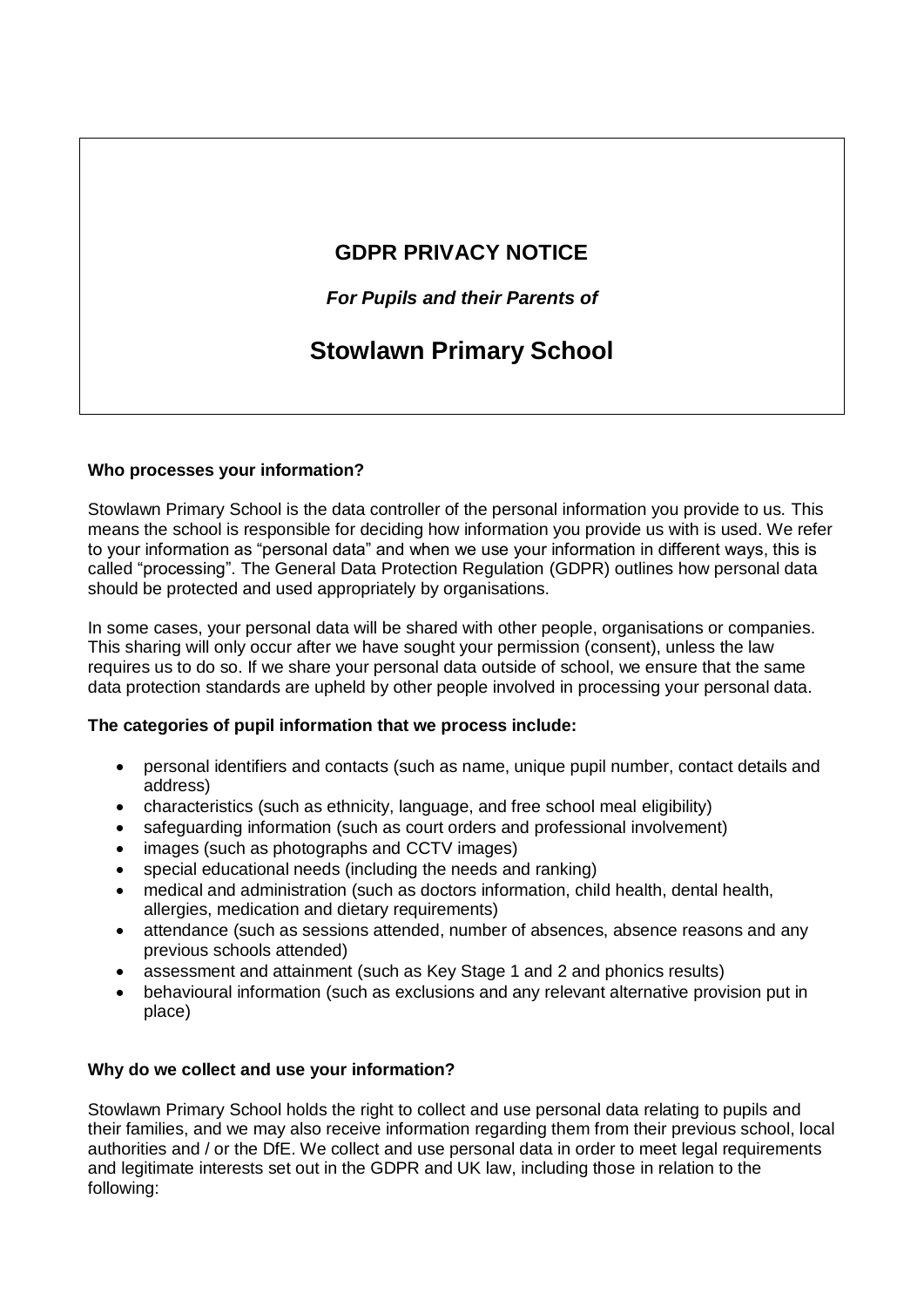# GDPR PRIVACY NOTICE

***For Pupils and their Parents of***

# Stowlawn Primary School

**Who processes your information?**

Stowlawn Primary School is the data controller of the personal information you provide to us. This means the school is responsible for deciding how information you provide us with is used. We refer to your information as "personal data" and when we use your information in different ways, this is called "processing". The General Data Protection Regulation (GDPR) outlines how personal data should be protected and used appropriately by organisations.

In some cases, your personal data will be shared with other people, organisations or companies. This sharing will only occur after we have sought your permission (consent), unless the law requires us to do so. If we share your personal data outside of school, we ensure that the same data protection standards are upheld by other people involved in processing your personal data.

**The categories of pupil information that we process include:**

- personal identifiers and contacts (such as name, unique pupil number, contact details and address)
- characteristics (such as ethnicity, language, and free school meal eligibility)
- safeguarding information (such as court orders and professional involvement)
- images (such as photographs and CCTV images)
- special educational needs (including the needs and ranking)
- medical and administration (such as doctors information, child health, dental health, allergies, medication and dietary requirements)
- attendance (such as sessions attended, number of absences, absence reasons and any previous schools attended)
- assessment and attainment (such as Key Stage 1 and 2 and phonics results)
- behavioural information (such as exclusions and any relevant alternative provision put in place)

**Why do we collect and use your information?**

Stowlawn Primary School holds the right to collect and use personal data relating to pupils and their families, and we may also receive information regarding them from their previous school, local authorities and / or the DfE. We collect and use personal data in order to meet legal requirements and legitimate interests set out in the GDPR and UK law, including those in relation to the following: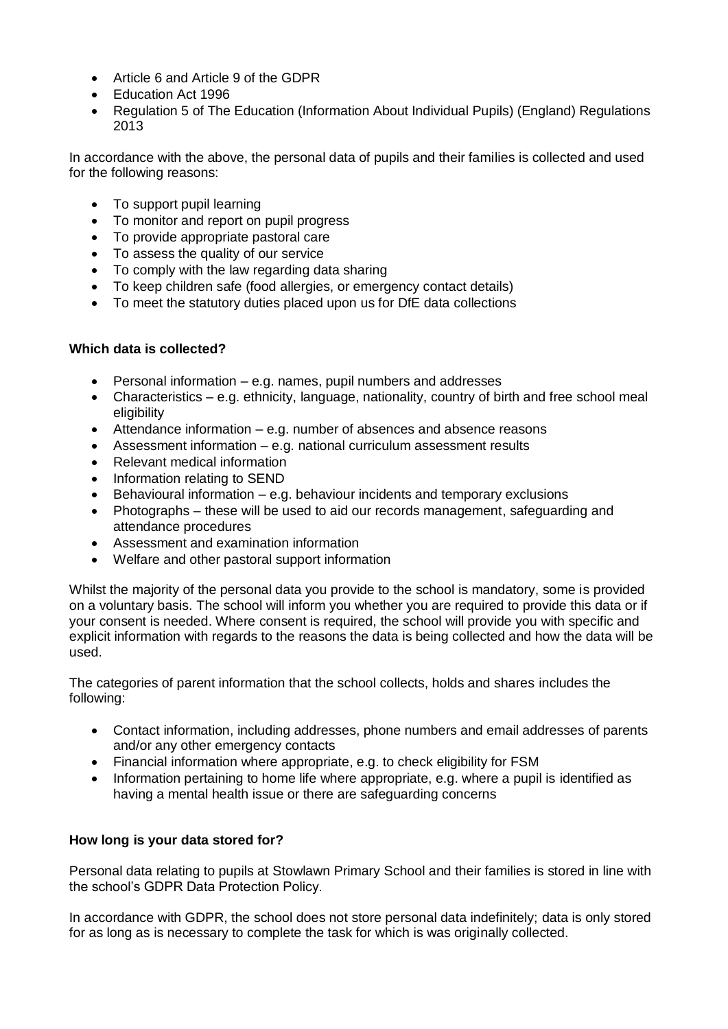- Article 6 and Article 9 of the GDPR
- Education Act 1996
- Regulation 5 of The Education (Information About Individual Pupils) (England) Regulations 2013

In accordance with the above, the personal data of pupils and their families is collected and used for the following reasons:

- To support pupil learning
- To monitor and report on pupil progress
- To provide appropriate pastoral care
- To assess the quality of our service
- To comply with the law regarding data sharing
- To keep children safe (food allergies, or emergency contact details)
- To meet the statutory duties placed upon us for DfE data collections

**Which data is collected?**

- Personal information – e.g. names, pupil numbers and addresses
- Characteristics – e.g. ethnicity, language, nationality, country of birth and free school meal eligibility
- Attendance information – e.g. number of absences and absence reasons
- Assessment information – e.g. national curriculum assessment results
- Relevant medical information
- Information relating to SEND
- Behavioural information – e.g. behaviour incidents and temporary exclusions
- Photographs – these will be used to aid our records management, safeguarding and attendance procedures
- Assessment and examination information
- Welfare and other pastoral support information

Whilst the majority of the personal data you provide to the school is mandatory, some is provided on a voluntary basis. The school will inform you whether you are required to provide this data or if your consent is needed. Where consent is required, the school will provide you with specific and explicit information with regards to the reasons the data is being collected and how the data will be used.

The categories of parent information that the school collects, holds and shares includes the following:

- Contact information, including addresses, phone numbers and email addresses of parents and/or any other emergency contacts
- Financial information where appropriate, e.g. to check eligibility for FSM
- Information pertaining to home life where appropriate, e.g. where a pupil is identified as having a mental health issue or there are safeguarding concerns

**How long is your data stored for?**

Personal data relating to pupils at Stowlawn Primary School and their families is stored in line with the school's GDPR Data Protection Policy.

In accordance with GDPR, the school does not store personal data indefinitely; data is only stored for as long as is necessary to complete the task for which is was originally collected.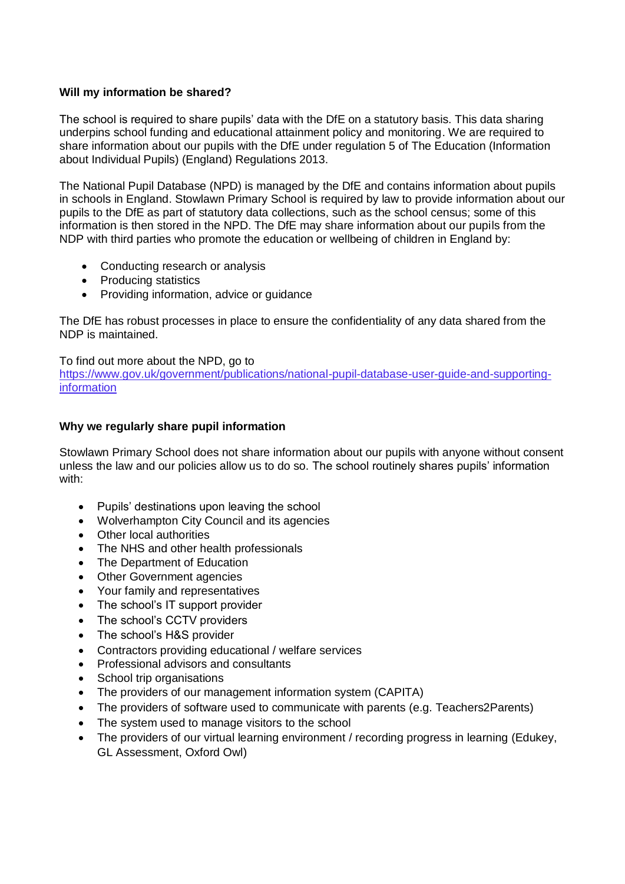**Will my information be shared?**

The school is required to share pupils' data with the DfE on a statutory basis. This data sharing underpins school funding and educational attainment policy and monitoring. We are required to share information about our pupils with the DfE under regulation 5 of The Education (Information about Individual Pupils) (England) Regulations 2013.

The National Pupil Database (NPD) is managed by the DfE and contains information about pupils in schools in England. Stowlawn Primary School is required by law to provide information about our pupils to the DfE as part of statutory data collections, such as the school census; some of this information is then stored in the NPD. The DfE may share information about our pupils from the NDP with third parties who promote the education or wellbeing of children in England by:

- Conducting research or analysis
- Producing statistics
- Providing information, advice or guidance

The DfE has robust processes in place to ensure the confidentiality of any data shared from the NDP is maintained.

To find out more about the NPD, go to
[https://www.gov.uk/government/publications/national-pupil-database-user-guide-and-supporting-information](https://www.gov.uk/government/publications/national-pupil-database-user-guide-and-supporting-information)

**Why we regularly share pupil information**

Stowlawn Primary School does not share information about our pupils with anyone without consent unless the law and our policies allow us to do so. The school routinely shares pupils' information with:

- Pupils' destinations upon leaving the school
- Wolverhampton City Council and its agencies
- Other local authorities
- The NHS and other health professionals
- The Department of Education
- Other Government agencies
- Your family and representatives
- The school's IT support provider
- The school's CCTV providers
- The school's H&S provider
- Contractors providing educational / welfare services
- Professional advisors and consultants
- School trip organisations
- The providers of our management information system (CAPITA)
- The providers of software used to communicate with parents (e.g. Teachers2Parents)
- The system used to manage visitors to the school
- The providers of our virtual learning environment / recording progress in learning (Edukey, GL Assessment, Oxford Owl)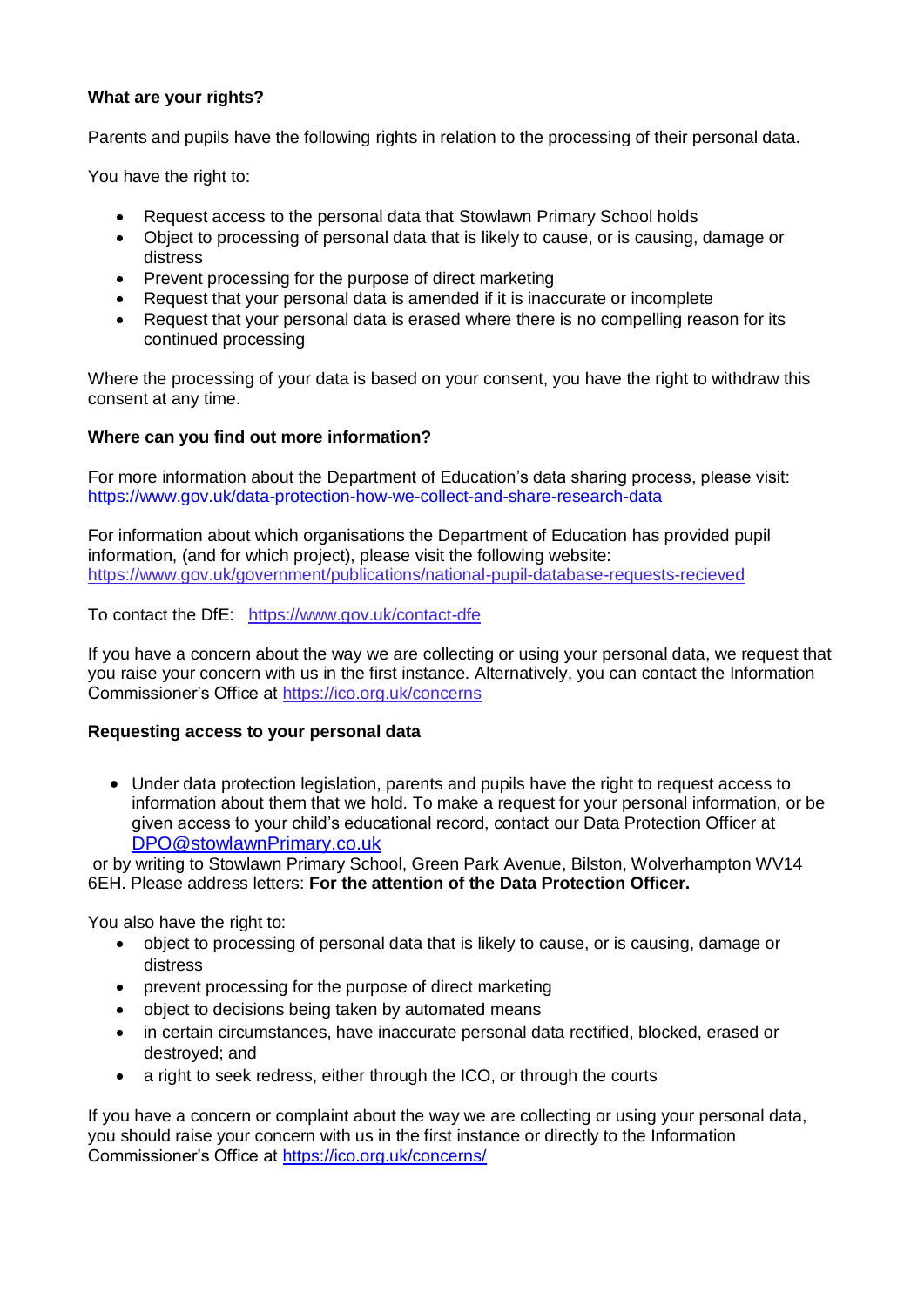**What are your rights?**

Parents and pupils have the following rights in relation to the processing of their personal data.

You have the right to:

- Request access to the personal data that Stowlawn Primary School holds
- Object to processing of personal data that is likely to cause, or is causing, damage or distress
- Prevent processing for the purpose of direct marketing
- Request that your personal data is amended if it is inaccurate or incomplete
- Request that your personal data is erased where there is no compelling reason for its continued processing

Where the processing of your data is based on your consent, you have the right to withdraw this consent at any time.

**Where can you find out more information?**

For more information about the Department of Education's data sharing process, please visit: https://www.gov.uk/data-protection-how-we-collect-and-share-research-data

For information about which organisations the Department of Education has provided pupil information, (and for which project), please visit the following website: https://www.gov.uk/government/publications/national-pupil-database-requests-recieved

To contact the DfE: https://www.gov.uk/contact-dfe

If you have a concern about the way we are collecting or using your personal data, we request that you raise your concern with us in the first instance. Alternatively, you can contact the Information Commissioner's Office at https://ico.org.uk/concerns

**Requesting access to your personal data**

- Under data protection legislation, parents and pupils have the right to request access to information about them that we hold. To make a request for your personal information, or be given access to your child's educational record, contact our Data Protection Officer at DPO@stowlawnPrimary.co.uk

or by writing to Stowlawn Primary School, Green Park Avenue, Bilston, Wolverhampton WV14 6EH. Please address letters: **For the attention of the Data Protection Officer.**

You also have the right to:

- object to processing of personal data that is likely to cause, or is causing, damage or distress
- prevent processing for the purpose of direct marketing
- object to decisions being taken by automated means
- in certain circumstances, have inaccurate personal data rectified, blocked, erased or destroyed; and
- a right to seek redress, either through the ICO, or through the courts

If you have a concern or complaint about the way we are collecting or using your personal data, you should raise your concern with us in the first instance or directly to the Information Commissioner's Office at https://ico.org.uk/concerns/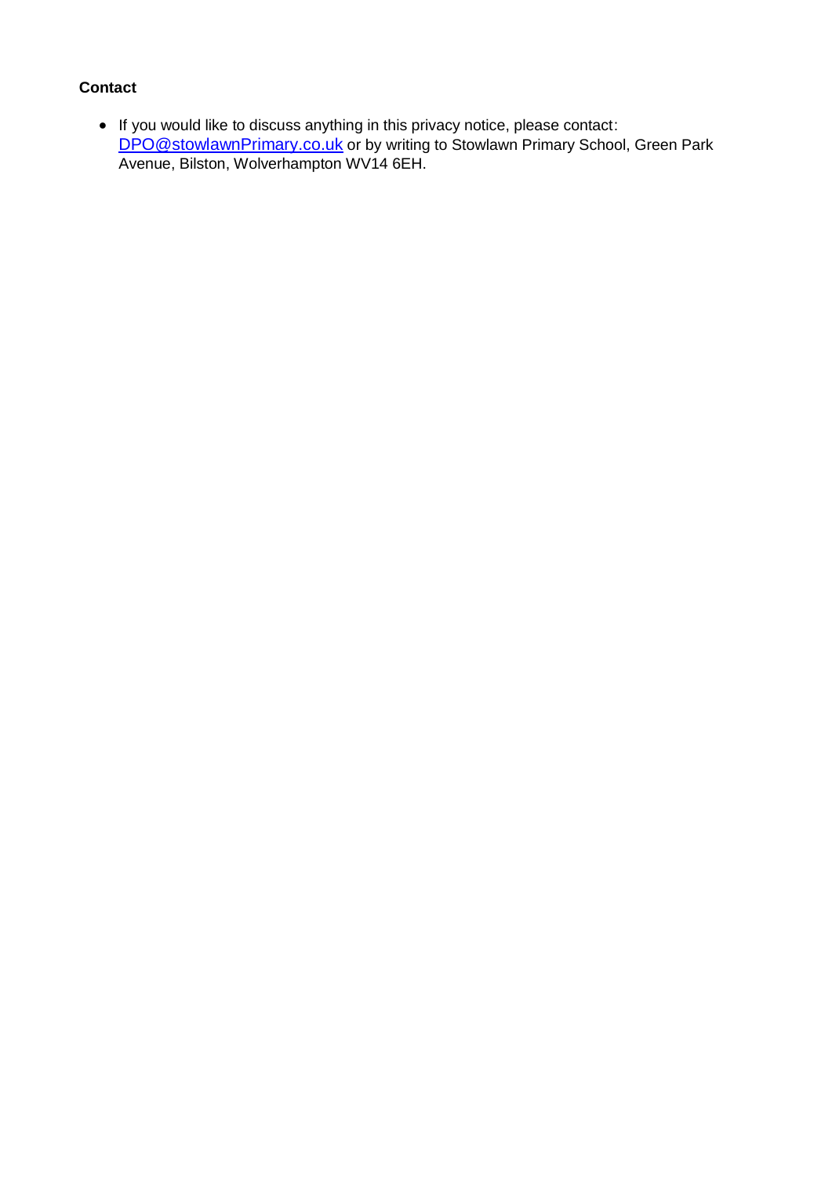**Contact**

- If you would like to discuss anything in this privacy notice, please contact: DPO@stowlawnPrimary.co.uk or by writing to Stowlawn Primary School, Green Park Avenue, Bilston, Wolverhampton WV14 6EH.